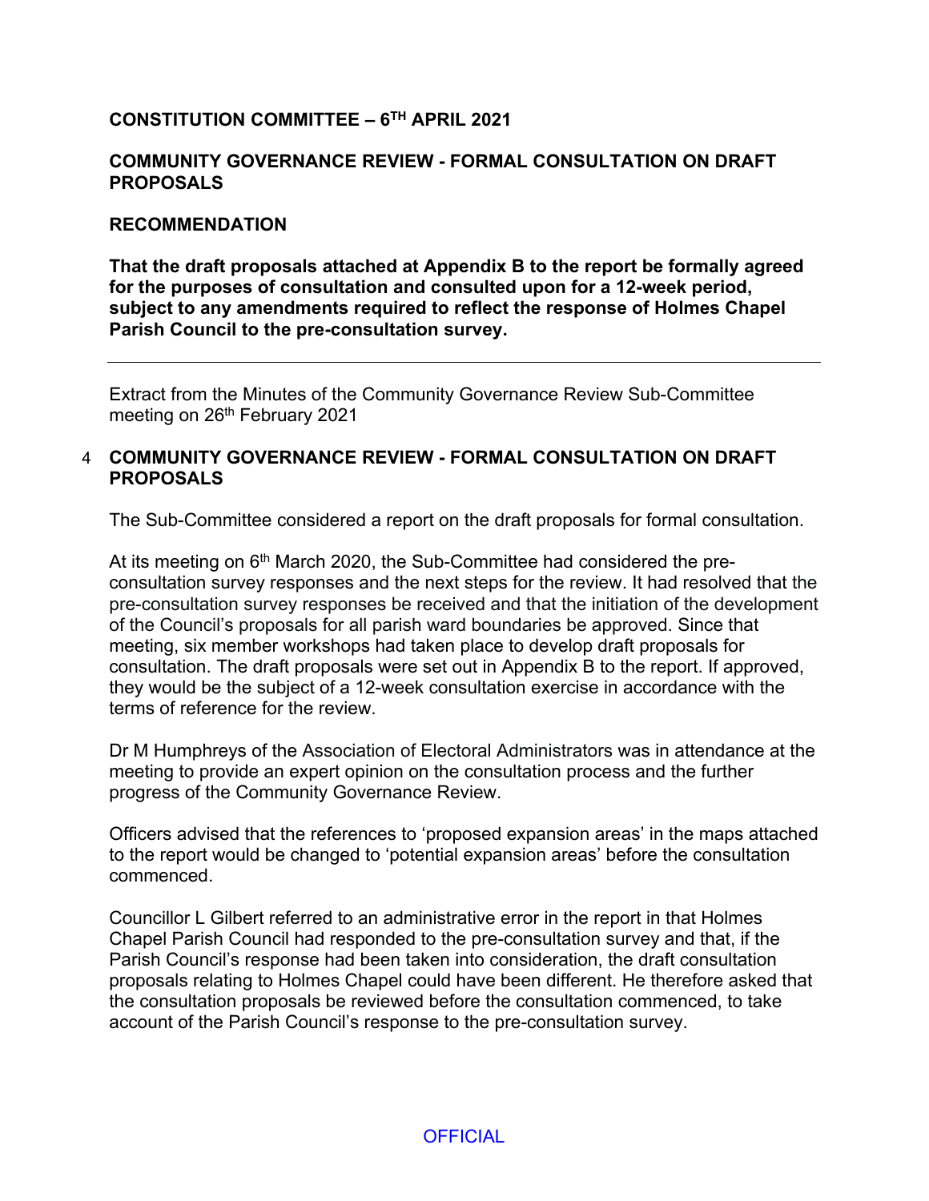**CONSTITUTION COMMITTEE – 6TH APRIL 2021**

**COMMUNITY GOVERNANCE REVIEW - FORMAL CONSULTATION ON DRAFT PROPOSALS**

**RECOMMENDATION**

**That the draft proposals attached at Appendix B to the report be formally agreed for the purposes of consultation and consulted upon for a 12-week period, subject to any amendments required to reflect the response of Holmes Chapel Parish Council to the pre-consultation survey.**

---

Extract from the Minutes of the Community Governance Review Sub-Committee meeting on 26th February 2021

4 **COMMUNITY GOVERNANCE REVIEW - FORMAL CONSULTATION ON DRAFT PROPOSALS**

The Sub-Committee considered a report on the draft proposals for formal consultation.

At its meeting on 6th March 2020, the Sub-Committee had considered the pre-consultation survey responses and the next steps for the review. It had resolved that the pre-consultation survey responses be received and that the initiation of the development of the Council's proposals for all parish ward boundaries be approved. Since that meeting, six member workshops had taken place to develop draft proposals for consultation. The draft proposals were set out in Appendix B to the report. If approved, they would be the subject of a 12-week consultation exercise in accordance with the terms of reference for the review.

Dr M Humphreys of the Association of Electoral Administrators was in attendance at the meeting to provide an expert opinion on the consultation process and the further progress of the Community Governance Review.

Officers advised that the references to 'proposed expansion areas' in the maps attached to the report would be changed to 'potential expansion areas' before the consultation commenced.

Councillor L Gilbert referred to an administrative error in the report in that Holmes Chapel Parish Council had responded to the pre-consultation survey and that, if the Parish Council's response had been taken into consideration, the draft consultation proposals relating to Holmes Chapel could have been different. He therefore asked that the consultation proposals be reviewed before the consultation commenced, to take account of the Parish Council's response to the pre-consultation survey.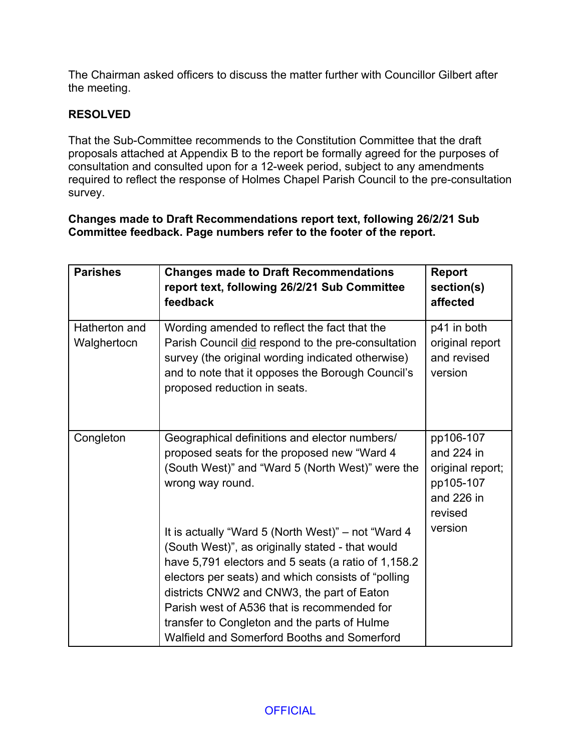The Chairman asked officers to discuss the matter further with Councillor Gilbert after the meeting.

**RESOLVED**

That the Sub-Committee recommends to the Constitution Committee that the draft proposals attached at Appendix B to the report be formally agreed for the purposes of consultation and consulted upon for a 12-week period, subject to any amendments required to reflect the response of Holmes Chapel Parish Council to the pre-consultation survey.

**Changes made to Draft Recommendations report text, following 26/2/21 Sub Committee feedback. Page numbers refer to the footer of the report.**

| Parishes | Changes made to Draft Recommendations report text, following 26/2/21 Sub Committee feedback | Report section(s) affected |
|---|---|---|
| Hatherton and Walghertocn | Wording amended to reflect the fact that the Parish Council did respond to the pre-consultation survey (the original wording indicated otherwise) and to note that it opposes the Borough Council's proposed reduction in seats. | p41 in both original report and revised version |
| Congleton | Geographical definitions and elector numbers/ proposed seats for the proposed new "Ward 4 (South West)" and "Ward 5 (North West)" were the wrong way round.<br><br>It is actually "Ward 5 (North West)" – not "Ward 4 (South West)", as originally stated - that would have 5,791 electors and 5 seats (a ratio of 1,158.2 electors per seats) and which consists of "polling districts CNW2 and CNW3, the part of Eaton Parish west of A536 that is recommended for transfer to Congleton and the parts of Hulme Walfield and Somerford Booths and Somerford | pp106-107 and 224 in original report; pp105-107 and 226 in revised version |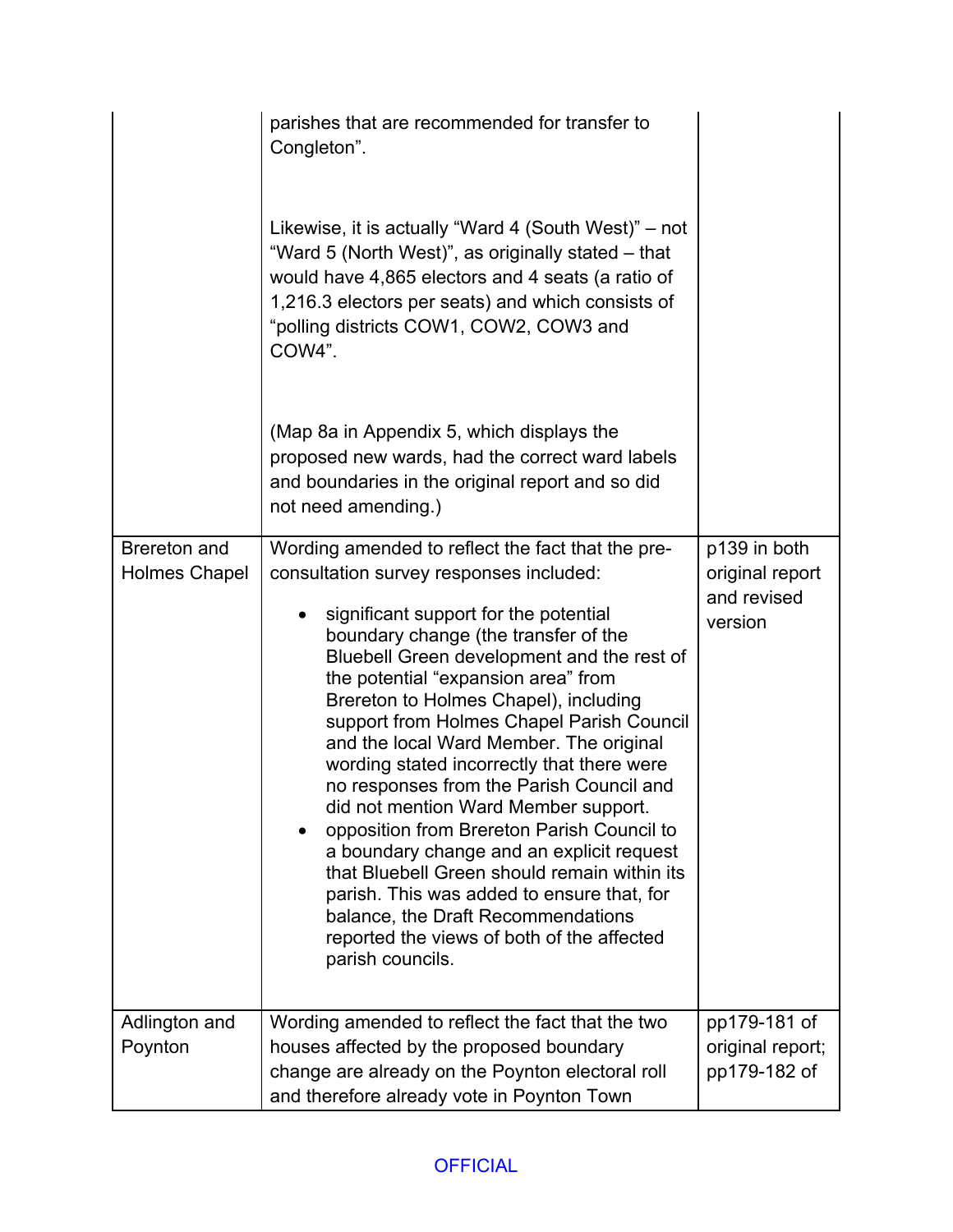| | | |
|---|---|---|
| | parishes that are recommended for transfer to Congleton".<br><br>Likewise, it is actually "Ward 4 (South West)" – not "Ward 5 (North West)", as originally stated – that would have 4,865 electors and 4 seats (a ratio of 1,216.3 electors per seats) and which consists of "polling districts COW1, COW2, COW3 and COW4".<br><br>(Map 8a in Appendix 5, which displays the proposed new wards, had the correct ward labels and boundaries in the original report and so did not need amending.) | |
| Brereton and Holmes Chapel | Wording amended to reflect the fact that the pre-consultation survey responses included:<br><br>• significant support for the potential boundary change (the transfer of the Bluebell Green development and the rest of the potential "expansion area" from Brereton to Holmes Chapel), including support from Holmes Chapel Parish Council and the local Ward Member. The original wording stated incorrectly that there were no responses from the Parish Council and did not mention Ward Member support.<br>• opposition from Brereton Parish Council to a boundary change and an explicit request that Bluebell Green should remain within its parish. This was added to ensure that, for balance, the Draft Recommendations reported the views of both of the affected parish councils. | p139 in both original report and revised version |
| Adlington and Poynton | Wording amended to reflect the fact that the two houses affected by the proposed boundary change are already on the Poynton electoral roll and therefore already vote in Poynton Town | pp179-181 of original report; pp179-182 of |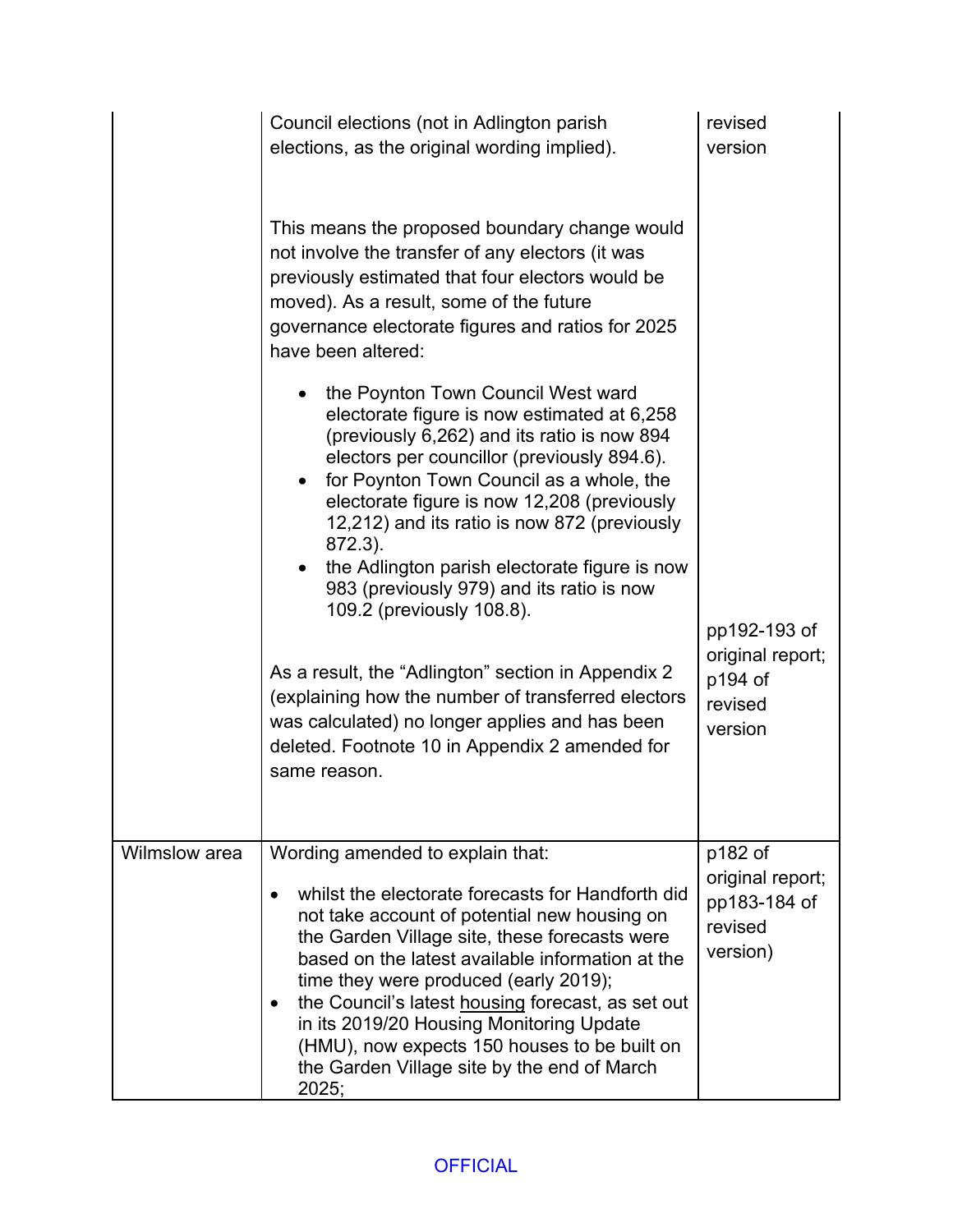| | | |
|---|---|---|
| | Council elections (not in Adlington parish elections, as the original wording implied).<br><br>This means the proposed boundary change would not involve the transfer of any electors (it was previously estimated that four electors would be moved). As a result, some of the future governance electorate figures and ratios for 2025 have been altered:<br><br>• the Poynton Town Council West ward electorate figure is now estimated at 6,258 (previously 6,262) and its ratio is now 894 electors per councillor (previously 894.6).<br>• for Poynton Town Council as a whole, the electorate figure is now 12,208 (previously 12,212) and its ratio is now 872 (previously 872.3).<br>• the Adlington parish electorate figure is now 983 (previously 979) and its ratio is now 109.2 (previously 108.8).<br><br>As a result, the "Adlington" section in Appendix 2 (explaining how the number of transferred electors was calculated) no longer applies and has been deleted. Footnote 10 in Appendix 2 amended for same reason. | revised version<br><br>pp192-193 of original report; p194 of revised version |
| Wilmslow area | Wording amended to explain that:<br><br>• whilst the electorate forecasts for Handforth did not take account of potential new housing on the Garden Village site, these forecasts were based on the latest available information at the time they were produced (early 2019);<br>• the Council's latest housing forecast, as set out in its 2019/20 Housing Monitoring Update (HMU), now expects 150 houses to be built on the Garden Village site by the end of March 2025; | p182 of original report; pp183-184 of revised version) |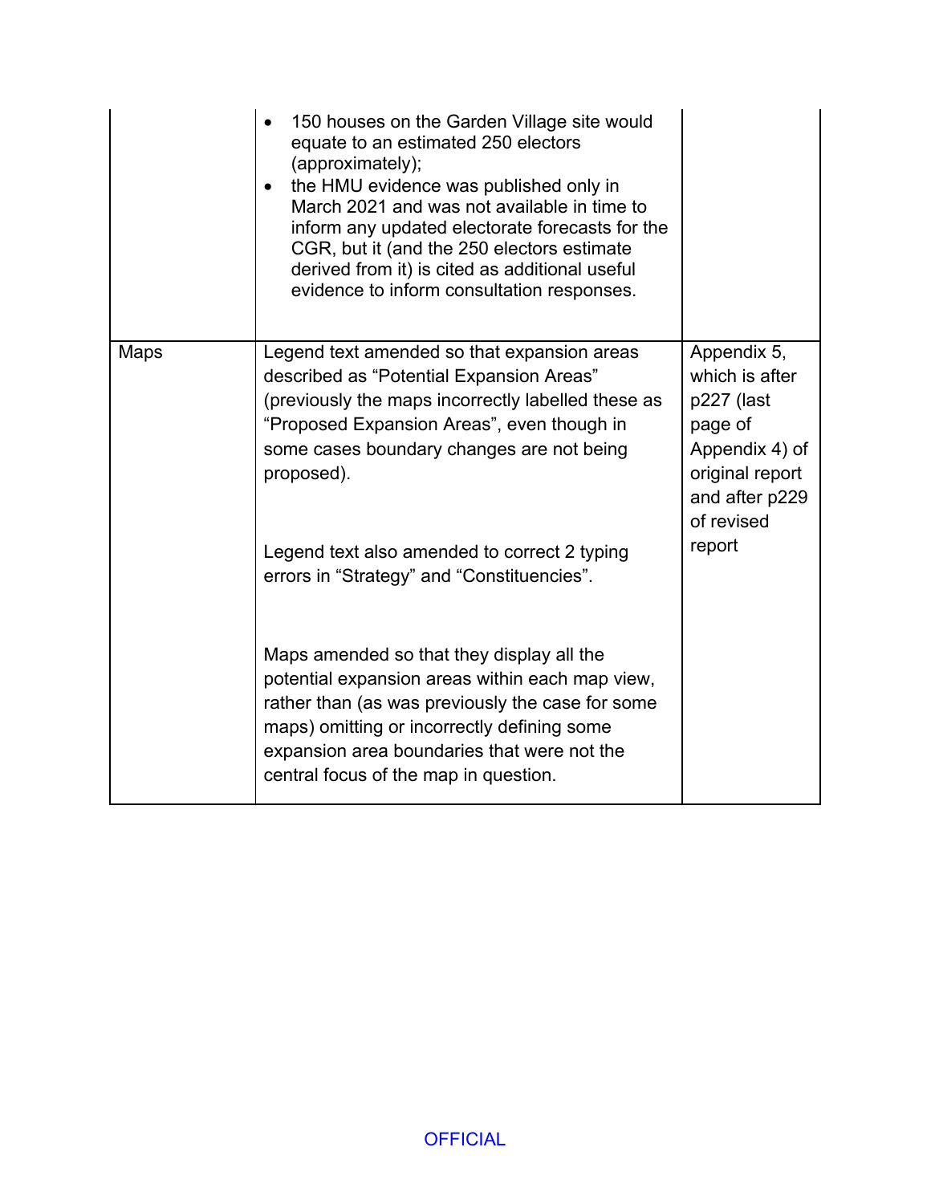| | | |
|---|---|---|
| | • 150 houses on the Garden Village site would equate to an estimated 250 electors (approximately);<br>• the HMU evidence was published only in March 2021 and was not available in time to inform any updated electorate forecasts for the CGR, but it (and the 250 electors estimate derived from it) is cited as additional useful evidence to inform consultation responses. | |
| Maps | Legend text amended so that expansion areas described as “Potential Expansion Areas” (previously the maps incorrectly labelled these as “Proposed Expansion Areas”, even though in some cases boundary changes are not being proposed).<br><br>Legend text also amended to correct 2 typing errors in “Strategy” and “Constituencies”.<br><br>Maps amended so that they display all the potential expansion areas within each map view, rather than (as was previously the case for some maps) omitting or incorrectly defining some expansion area boundaries that were not the central focus of the map in question. | Appendix 5, which is after p227 (last page of Appendix 4) of original report and after p229 of revised report |